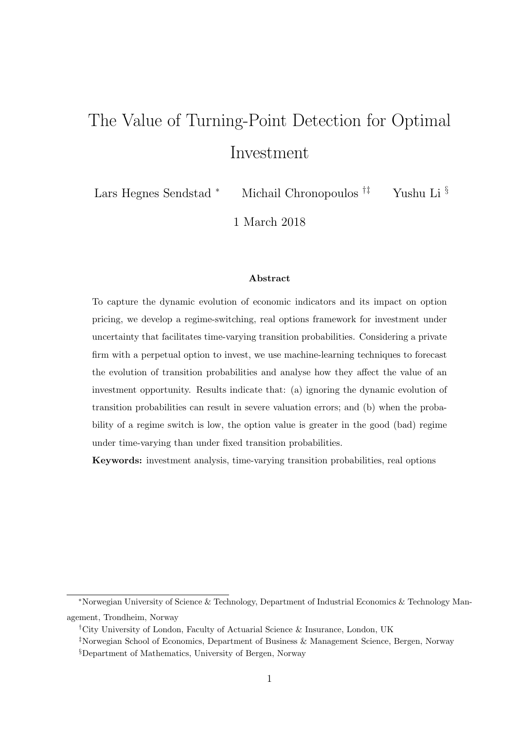# The Value of Turning-Point Detection for Optimal Investment

Lars Hegnes Sendstad [*] Michail Chronopoulos [†‡] Yushu Li [§]

1 March 2018

### Abstract

To capture the dynamic evolution of economic indicators and its impact on option pricing, we develop a regime-switching, real options framework for investment under uncertainty that facilitates time-varying transition probabilities. Considering a private firm with a perpetual option to invest, we use machine-learning techniques to forecast the evolution of transition probabilities and analyse how they affect the value of an investment opportunity. Results indicate that: (a) ignoring the dynamic evolution of transition probabilities can result in severe valuation errors; and (b) when the probability of a regime switch is low, the option value is greater in the good (bad) regime under time-varying than under fixed transition probabilities.

**Keywords:** investment analysis, time-varying transition probabilities, real options

[*] Norwegian University of Science & Technology, Department of Industrial Economics & Technology Management, Trondheim, Norway

[†] City University of London, Faculty of Actuarial Science & Insurance, London, UK

[‡] Norwegian School of Economics, Department of Business & Management Science, Bergen, Norway

[§] Department of Mathematics, University of Bergen, Norway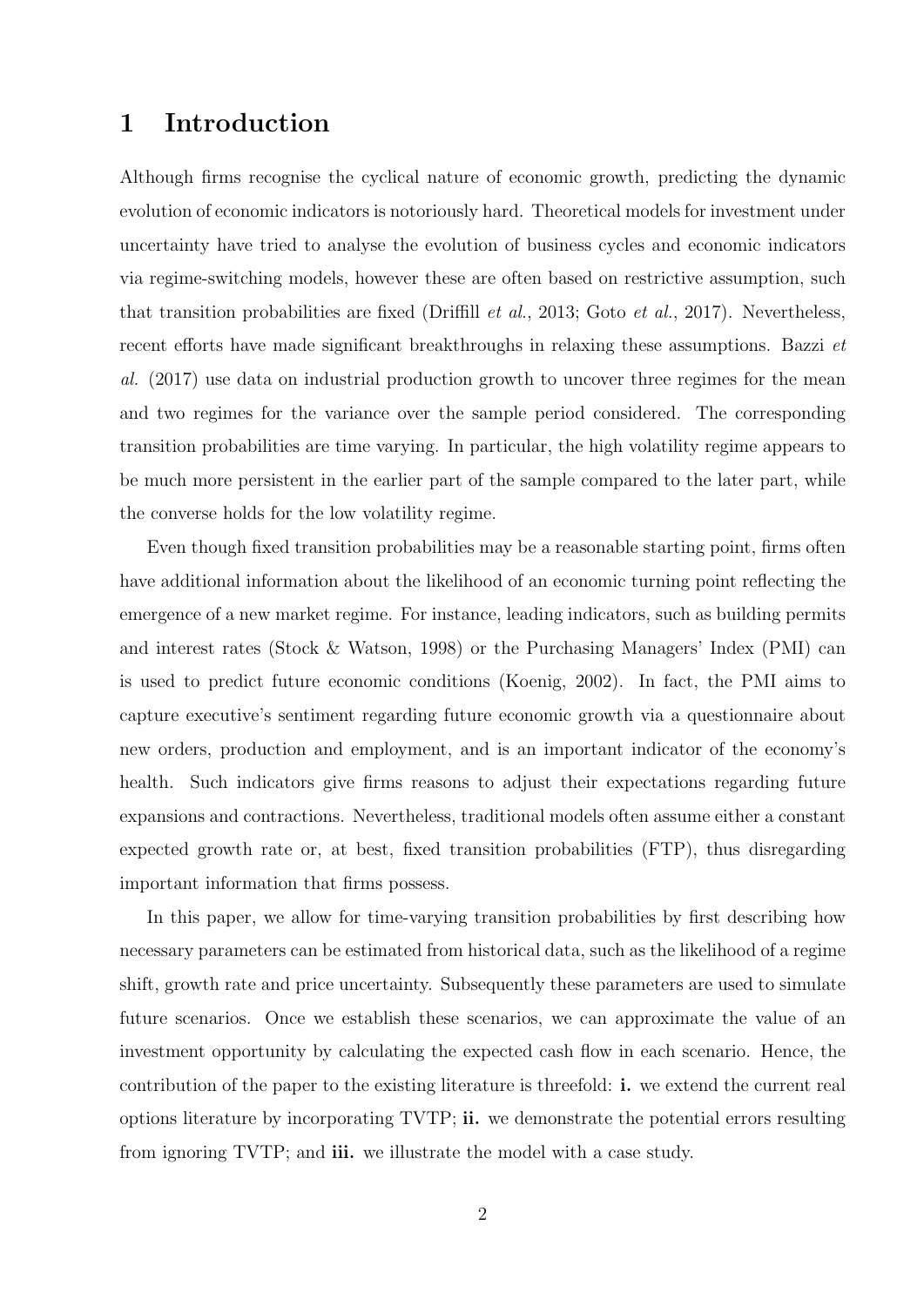# 1 Introduction

Although firms recognise the cyclical nature of economic growth, predicting the dynamic evolution of economic indicators is notoriously hard. Theoretical models for investment under uncertainty have tried to analyse the evolution of business cycles and economic indicators via regime-switching models, however these are often based on restrictive assumption, such that transition probabilities are fixed (Driffill *et al.*, 2013; Goto *et al.*, 2017). Nevertheless, recent efforts have made significant breakthroughs in relaxing these assumptions. Bazzi *et al.* (2017) use data on industrial production growth to uncover three regimes for the mean and two regimes for the variance over the sample period considered. The corresponding transition probabilities are time varying. In particular, the high volatility regime appears to be much more persistent in the earlier part of the sample compared to the later part, while the converse holds for the low volatility regime.

Even though fixed transition probabilities may be a reasonable starting point, firms often have additional information about the likelihood of an economic turning point reflecting the emergence of a new market regime. For instance, leading indicators, such as building permits and interest rates (Stock & Watson, 1998) or the Purchasing Managers' Index (PMI) can is used to predict future economic conditions (Koenig, 2002). In fact, the PMI aims to capture executive's sentiment regarding future economic growth via a questionnaire about new orders, production and employment, and is an important indicator of the economy's health. Such indicators give firms reasons to adjust their expectations regarding future expansions and contractions. Nevertheless, traditional models often assume either a constant expected growth rate or, at best, fixed transition probabilities (FTP), thus disregarding important information that firms possess.

In this paper, we allow for time-varying transition probabilities by first describing how necessary parameters can be estimated from historical data, such as the likelihood of a regime shift, growth rate and price uncertainty. Subsequently these parameters are used to simulate future scenarios. Once we establish these scenarios, we can approximate the value of an investment opportunity by calculating the expected cash flow in each scenario. Hence, the contribution of the paper to the existing literature is threefold: **i.** we extend the current real options literature by incorporating TVTP; **ii.** we demonstrate the potential errors resulting from ignoring TVTP; and **iii.** we illustrate the model with a case study.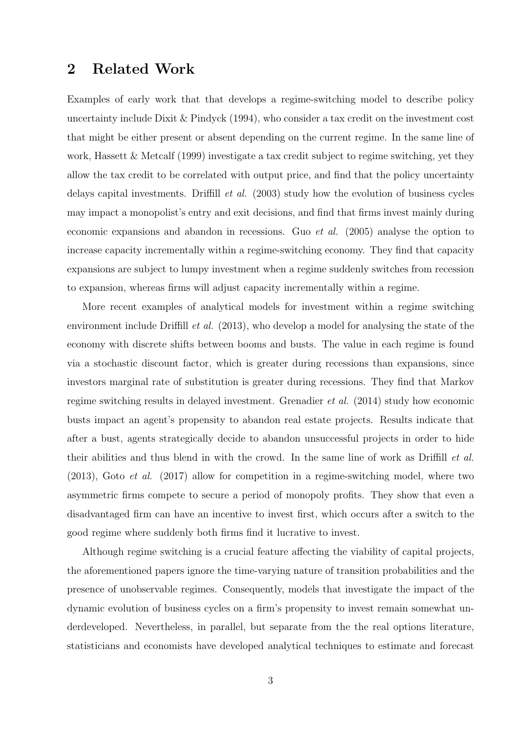## 2 Related Work

Examples of early work that that develops a regime-switching model to describe policy uncertainty include Dixit & Pindyck (1994), who consider a tax credit on the investment cost that might be either present or absent depending on the current regime. In the same line of work, Hassett & Metcalf (1999) investigate a tax credit subject to regime switching, yet they allow the tax credit to be correlated with output price, and find that the policy uncertainty delays capital investments. Driffill *et al.* (2003) study how the evolution of business cycles may impact a monopolist's entry and exit decisions, and find that firms invest mainly during economic expansions and abandon in recessions. Guo *et al.* (2005) analyse the option to increase capacity incrementally within a regime-switching economy. They find that capacity expansions are subject to lumpy investment when a regime suddenly switches from recession to expansion, whereas firms will adjust capacity incrementally within a regime.

More recent examples of analytical models for investment within a regime switching environment include Driffill *et al.* (2013), who develop a model for analysing the state of the economy with discrete shifts between booms and busts. The value in each regime is found via a stochastic discount factor, which is greater during recessions than expansions, since investors marginal rate of substitution is greater during recessions. They find that Markov regime switching results in delayed investment. Grenadier *et al.* (2014) study how economic busts impact an agent's propensity to abandon real estate projects. Results indicate that after a bust, agents strategically decide to abandon unsuccessful projects in order to hide their abilities and thus blend in with the crowd. In the same line of work as Driffill *et al.* (2013), Goto *et al.* (2017) allow for competition in a regime-switching model, where two asymmetric firms compete to secure a period of monopoly profits. They show that even a disadvantaged firm can have an incentive to invest first, which occurs after a switch to the good regime where suddenly both firms find it lucrative to invest.

Although regime switching is a crucial feature affecting the viability of capital projects, the aforementioned papers ignore the time-varying nature of transition probabilities and the presence of unobservable regimes. Consequently, models that investigate the impact of the dynamic evolution of business cycles on a firm's propensity to invest remain somewhat underdeveloped. Nevertheless, in parallel, but separate from the the real options literature, statisticians and economists have developed analytical techniques to estimate and forecast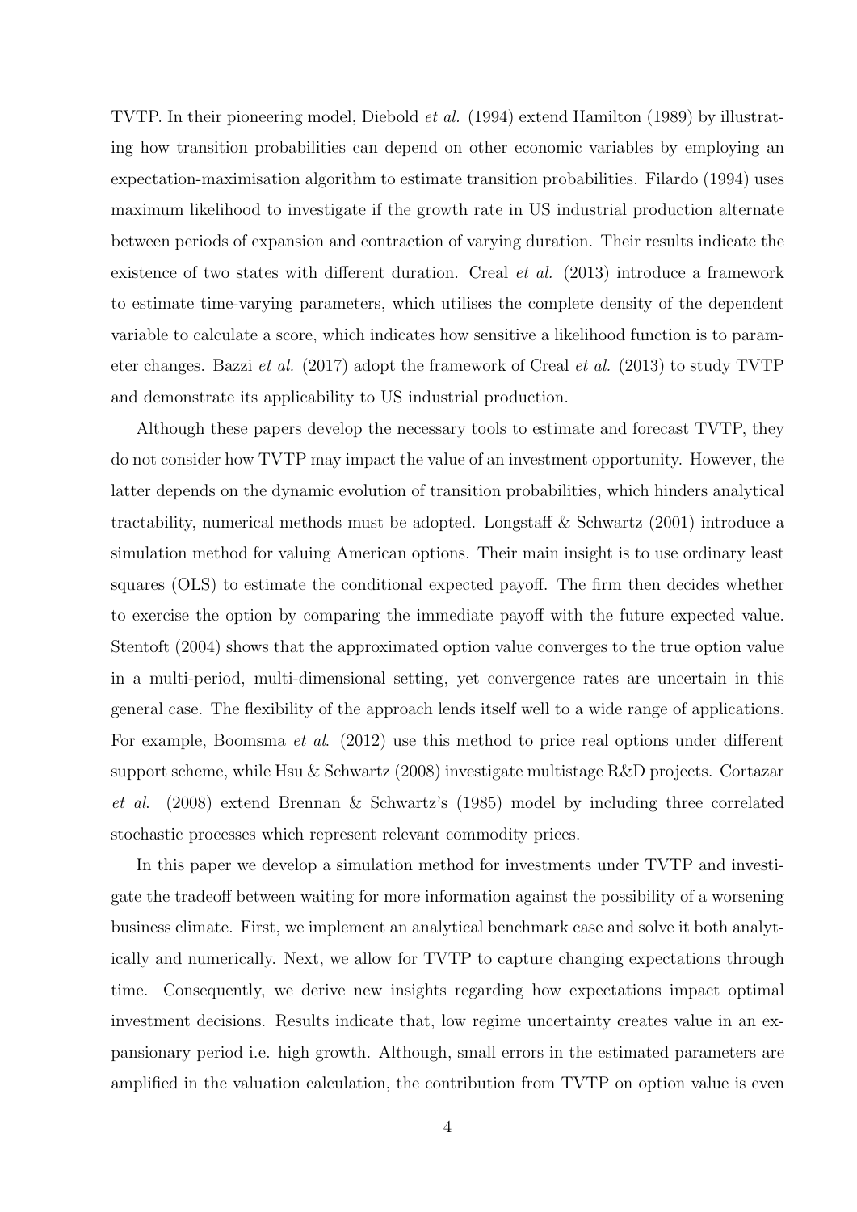TVTP. In their pioneering model, Diebold *et al.* (1994) extend Hamilton (1989) by illustrating how transition probabilities can depend on other economic variables by employing an expectation-maximisation algorithm to estimate transition probabilities. Filardo (1994) uses maximum likelihood to investigate if the growth rate in US industrial production alternate between periods of expansion and contraction of varying duration. Their results indicate the existence of two states with different duration. Creal *et al.* (2013) introduce a framework to estimate time-varying parameters, which utilises the complete density of the dependent variable to calculate a score, which indicates how sensitive a likelihood function is to parameter changes. Bazzi *et al.* (2017) adopt the framework of Creal *et al.* (2013) to study TVTP and demonstrate its applicability to US industrial production.

Although these papers develop the necessary tools to estimate and forecast TVTP, they do not consider how TVTP may impact the value of an investment opportunity. However, the latter depends on the dynamic evolution of transition probabilities, which hinders analytical tractability, numerical methods must be adopted. Longstaff & Schwartz (2001) introduce a simulation method for valuing American options. Their main insight is to use ordinary least squares (OLS) to estimate the conditional expected payoff. The firm then decides whether to exercise the option by comparing the immediate payoff with the future expected value. Stentoft (2004) shows that the approximated option value converges to the true option value in a multi-period, multi-dimensional setting, yet convergence rates are uncertain in this general case. The flexibility of the approach lends itself well to a wide range of applications. For example, Boomsma *et al*. (2012) use this method to price real options under different support scheme, while Hsu & Schwartz (2008) investigate multistage R&D projects. Cortazar *et al*. (2008) extend Brennan & Schwartz's (1985) model by including three correlated stochastic processes which represent relevant commodity prices.

In this paper we develop a simulation method for investments under TVTP and investigate the tradeoff between waiting for more information against the possibility of a worsening business climate. First, we implement an analytical benchmark case and solve it both analytically and numerically. Next, we allow for TVTP to capture changing expectations through time. Consequently, we derive new insights regarding how expectations impact optimal investment decisions. Results indicate that, low regime uncertainty creates value in an expansionary period i.e. high growth. Although, small errors in the estimated parameters are amplified in the valuation calculation, the contribution from TVTP on option value is even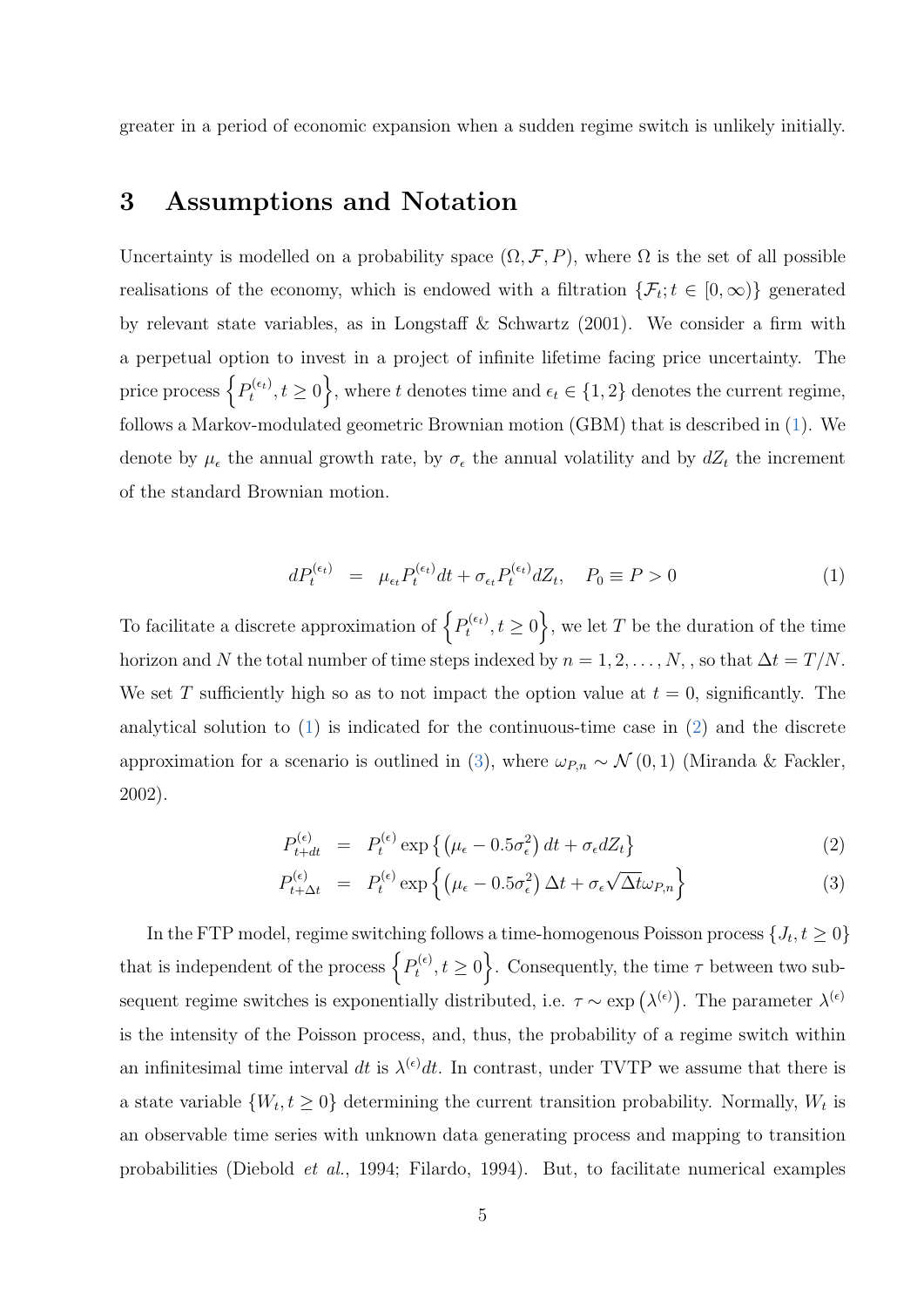greater in a period of economic expansion when a sudden regime switch is unlikely initially.

## 3 Assumptions and Notation

Uncertainty is modelled on a probability space $(\Omega, \mathcal{F}, P)$, where $\Omega$ is the set of all possible realisations of the economy, which is endowed with a filtration $\{\mathcal{F}_t; t \in [0, \infty)\}$ generated by relevant state variables, as in Longstaff & Schwartz (2001). We consider a firm with a perpetual option to invest in a project of infinite lifetime facing price uncertainty. The price process $\left\{P_t^{(\epsilon_t)}, t \geq 0\right\}$, where $t$ denotes time and $\epsilon_t \in \{1, 2\}$ denotes the current regime, follows a Markov-modulated geometric Brownian motion (GBM) that is described in (1). We denote by $\mu_\epsilon$ the annual growth rate, by $\sigma_\epsilon$ the annual volatility and by $dZ_t$ the increment of the standard Brownian motion.

$$dP_t^{(\epsilon_t)} = \mu_{\epsilon_t} P_t^{(\epsilon_t)} dt + \sigma_{\epsilon_t} P_t^{(\epsilon_t)} dZ_t, \quad P_0 \equiv P > 0 \tag{1}$$

To facilitate a discrete approximation of $\left\{P_t^{(\epsilon_t)}, t \geq 0\right\}$, we let $T$ be the duration of the time horizon and $N$ the total number of time steps indexed by $n = 1, 2, \ldots, N,$ , so that $\Delta t = T/N$. We set $T$ sufficiently high so as to not impact the option value at $t = 0$, significantly. The analytical solution to (1) is indicated for the continuous-time case in (2) and the discrete approximation for a scenario is outlined in (3), where $\omega_{P,n} \sim \mathcal{N}(0, 1)$ (Miranda & Fackler, 2002).

$$P_{t+dt}^{(\epsilon)} = P_t^{(\epsilon)} \exp\left\{\left(\mu_\epsilon - 0.5\sigma_\epsilon^2\right) dt + \sigma_\epsilon dZ_t\right\} \tag{2}$$

$$P_{t+\Delta t}^{(\epsilon)} = P_t^{(\epsilon)} \exp\left\{\left(\mu_\epsilon - 0.5\sigma_\epsilon^2\right) \Delta t + \sigma_\epsilon \sqrt{\Delta t}\, \omega_{P,n}\right\} \tag{3}$$

In the FTP model, regime switching follows a time-homogenous Poisson process $\{J_t, t \geq 0\}$ that is independent of the process $\left\{P_t^{(\epsilon)}, t \geq 0\right\}$. Consequently, the time $\tau$ between two subsequent regime switches is exponentially distributed, i.e. $\tau \sim \exp\left(\lambda^{(\epsilon)}\right)$. The parameter $\lambda^{(\epsilon)}$ is the intensity of the Poisson process, and, thus, the probability of a regime switch within an infinitesimal time interval $dt$ is $\lambda^{(\epsilon)} dt$. In contrast, under TVTP we assume that there is a state variable $\{W_t, t \geq 0\}$ determining the current transition probability. Normally, $W_t$ is an observable time series with unknown data generating process and mapping to transition probabilities (Diebold *et al.*, 1994; Filardo, 1994). But, to facilitate numerical examples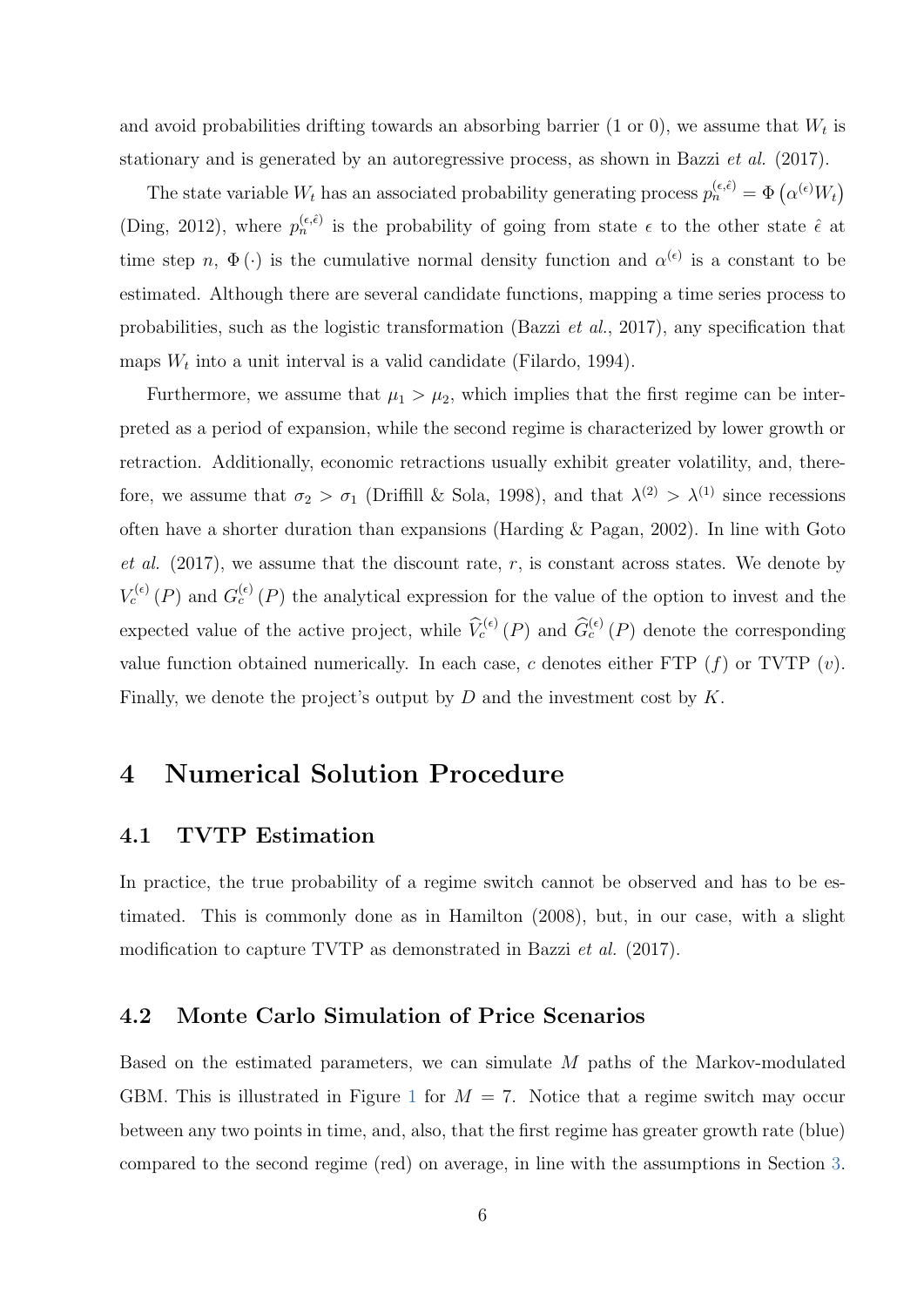and avoid probabilities drifting towards an absorbing barrier (1 or 0), we assume that $W_t$ is stationary and is generated by an autoregressive process, as shown in Bazzi *et al.* (2017).

The state variable $W_t$ has an associated probability generating process $p_n^{(\epsilon,\hat{\epsilon})} = \Phi\left(\alpha^{(\epsilon)} W_t\right)$ (Ding, 2012), where $p_n^{(\epsilon,\hat{\epsilon})}$ is the probability of going from state $\epsilon$ to the other state $\hat{\epsilon}$ at time step $n$, $\Phi(\cdot)$ is the cumulative normal density function and $\alpha^{(\epsilon)}$ is a constant to be estimated. Although there are several candidate functions, mapping a time series process to probabilities, such as the logistic transformation (Bazzi *et al.*, 2017), any specification that maps $W_t$ into a unit interval is a valid candidate (Filardo, 1994).

Furthermore, we assume that $\mu_1 > \mu_2$, which implies that the first regime can be interpreted as a period of expansion, while the second regime is characterized by lower growth or retraction. Additionally, economic retractions usually exhibit greater volatility, and, therefore, we assume that $\sigma_2 > \sigma_1$ (Driffill & Sola, 1998), and that $\lambda^{(2)} > \lambda^{(1)}$ since recessions often have a shorter duration than expansions (Harding & Pagan, 2002). In line with Goto *et al.* (2017), we assume that the discount rate, $r$, is constant across states. We denote by $V_c^{(\epsilon)}(P)$ and $G_c^{(\epsilon)}(P)$ the analytical expression for the value of the option to invest and the expected value of the active project, while $\widehat{V}_c^{(\epsilon)}(P)$ and $\widehat{G}_c^{(\epsilon)}(P)$ denote the corresponding value function obtained numerically. In each case, $c$ denotes either FTP ($f$) or TVTP ($v$). Finally, we denote the project's output by $D$ and the investment cost by $K$.

# 4 Numerical Solution Procedure

## 4.1 TVTP Estimation

In practice, the true probability of a regime switch cannot be observed and has to be estimated. This is commonly done as in Hamilton (2008), but, in our case, with a slight modification to capture TVTP as demonstrated in Bazzi *et al.* (2017).

## 4.2 Monte Carlo Simulation of Price Scenarios

Based on the estimated parameters, we can simulate $M$ paths of the Markov-modulated GBM. This is illustrated in Figure 1 for $M = 7$. Notice that a regime switch may occur between any two points in time, and, also, that the first regime has greater growth rate (blue) compared to the second regime (red) on average, in line with the assumptions in Section 3.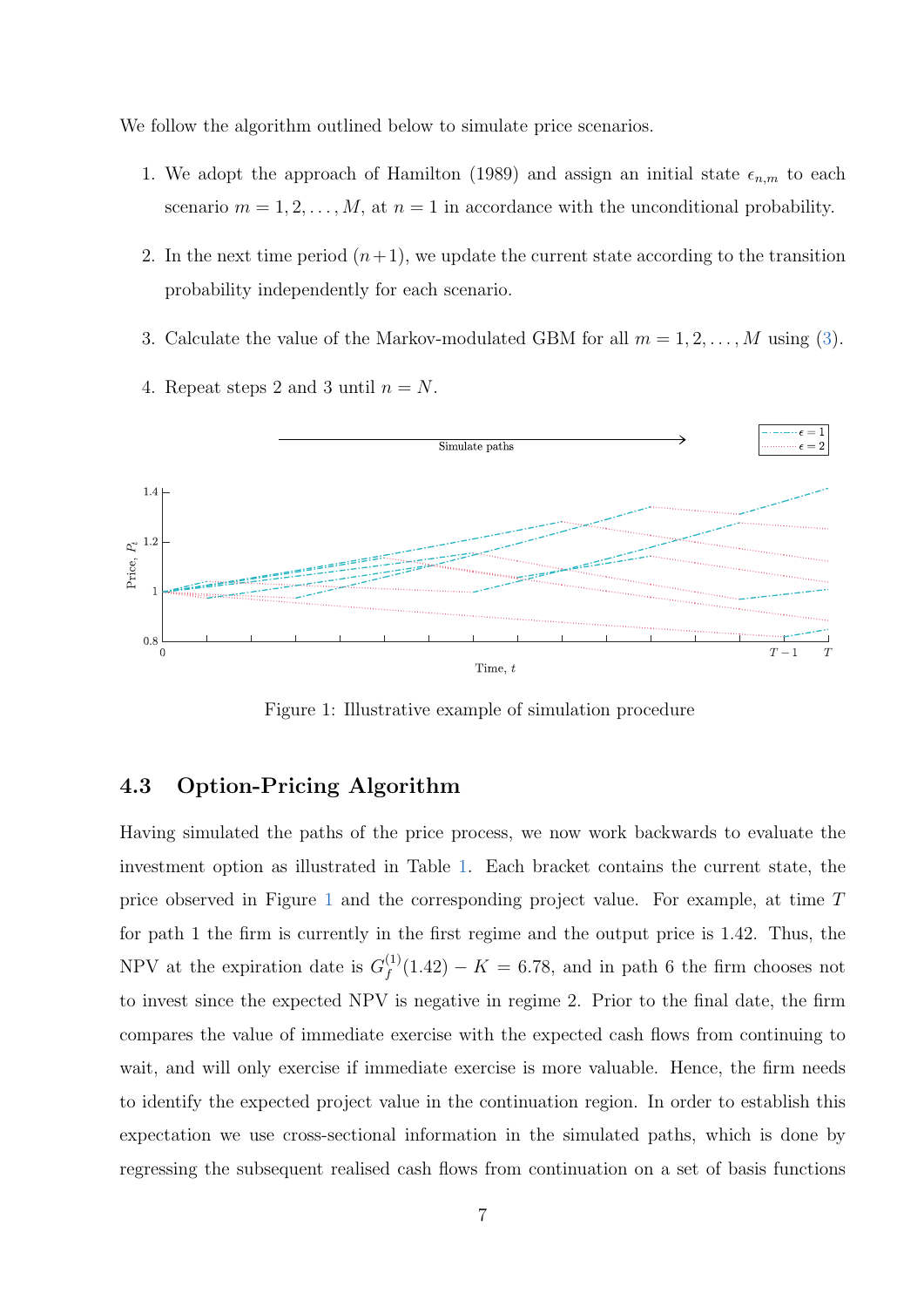We follow the algorithm outlined below to simulate price scenarios.

1. We adopt the approach of Hamilton (1989) and assign an initial state $\epsilon_{n,m}$ to each scenario $m = 1, 2, \ldots, M$, at $n = 1$ in accordance with the unconditional probability.

2. In the next time period $(n+1)$, we update the current state according to the transition probability independently for each scenario.

3. Calculate the value of the Markov-modulated GBM for all $m = 1, 2, \ldots, M$ using (3).

4. Repeat steps 2 and 3 until $n = N$.

Figure 1: Illustrative example of simulation procedure

### 4.3 Option-Pricing Algorithm

Having simulated the paths of the price process, we now work backwards to evaluate the investment option as illustrated in Table 1. Each bracket contains the current state, the price observed in Figure 1 and the corresponding project value. For example, at time $T$ for path 1 the firm is currently in the first regime and the output price is 1.42. Thus, the NPV at the expiration date is $G_f^{(1)}(1.42) - K = 6.78$, and in path 6 the firm chooses not to invest since the expected NPV is negative in regime 2. Prior to the final date, the firm compares the value of immediate exercise with the expected cash flows from continuing to wait, and will only exercise if immediate exercise is more valuable. Hence, the firm needs to identify the expected project value in the continuation region. In order to establish this expectation we use cross-sectional information in the simulated paths, which is done by regressing the subsequent realised cash flows from continuation on a set of basis functions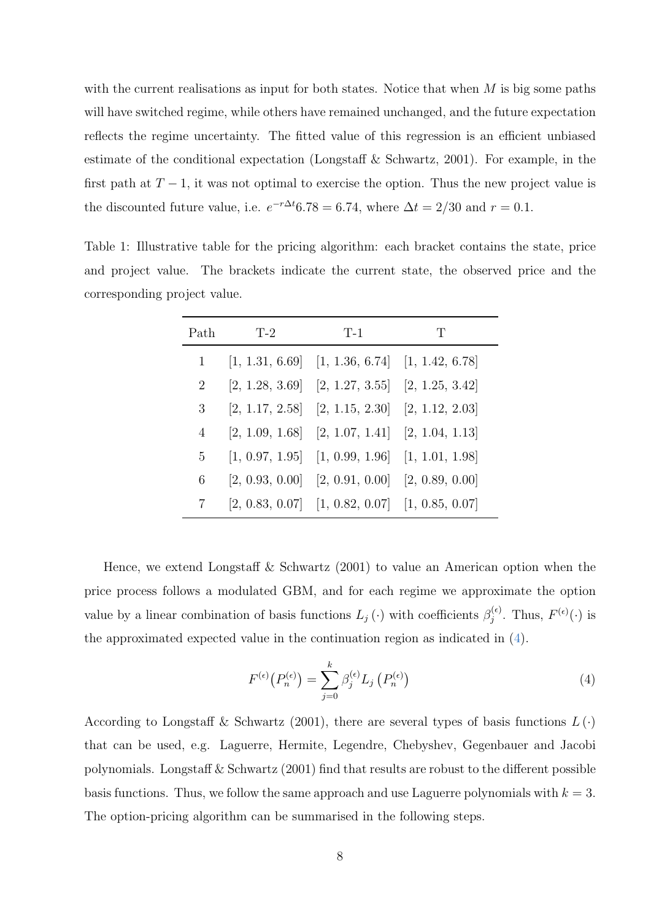with the current realisations as input for both states. Notice that when $M$ is big some paths will have switched regime, while others have remained unchanged, and the future expectation reflects the regime uncertainty. The fitted value of this regression is an efficient unbiased estimate of the conditional expectation (Longstaff & Schwartz, 2001). For example, in the first path at $T-1$, it was not optimal to exercise the option. Thus the new project value is the discounted future value, i.e. $e^{-r\Delta t}6.78 = 6.74$, where $\Delta t = 2/30$ and $r = 0.1$.

Table 1: Illustrative table for the pricing algorithm: each bracket contains the state, price and project value. The brackets indicate the current state, the observed price and the corresponding project value.

| Path | T-2 | T-1 | T |
|---|---|---|---|
| 1 | [1, 1.31, 6.69] | [1, 1.36, 6.74] | [1, 1.42, 6.78] |
| 2 | [2, 1.28, 3.69] | [2, 1.27, 3.55] | [2, 1.25, 3.42] |
| 3 | [2, 1.17, 2.58] | [2, 1.15, 2.30] | [2, 1.12, 2.03] |
| 4 | [2, 1.09, 1.68] | [2, 1.07, 1.41] | [2, 1.04, 1.13] |
| 5 | [1, 0.97, 1.95] | [1, 0.99, 1.96] | [1, 1.01, 1.98] |
| 6 | [2, 0.93, 0.00] | [2, 0.91, 0.00] | [2, 0.89, 0.00] |
| 7 | [2, 0.83, 0.07] | [1, 0.82, 0.07] | [1, 0.85, 0.07] |

Hence, we extend Longstaff & Schwartz (2001) to value an American option when the price process follows a modulated GBM, and for each regime we approximate the option value by a linear combination of basis functions $L_j(\cdot)$ with coefficients $\beta_j^{(\epsilon)}$. Thus, $F^{(\epsilon)}(\cdot)$ is the approximated expected value in the continuation region as indicated in (4).

$$F^{(\epsilon)}\big(P_n^{(\epsilon)}\big) = \sum_{j=0}^{k} \beta_j^{(\epsilon)} L_j\left(P_n^{(\epsilon)}\right) \tag{4}$$

According to Longstaff & Schwartz (2001), there are several types of basis functions $L(\cdot)$ that can be used, e.g. Laguerre, Hermite, Legendre, Chebyshev, Gegenbauer and Jacobi polynomials. Longstaff & Schwartz (2001) find that results are robust to the different possible basis functions. Thus, we follow the same approach and use Laguerre polynomials with $k = 3$. The option-pricing algorithm can be summarised in the following steps.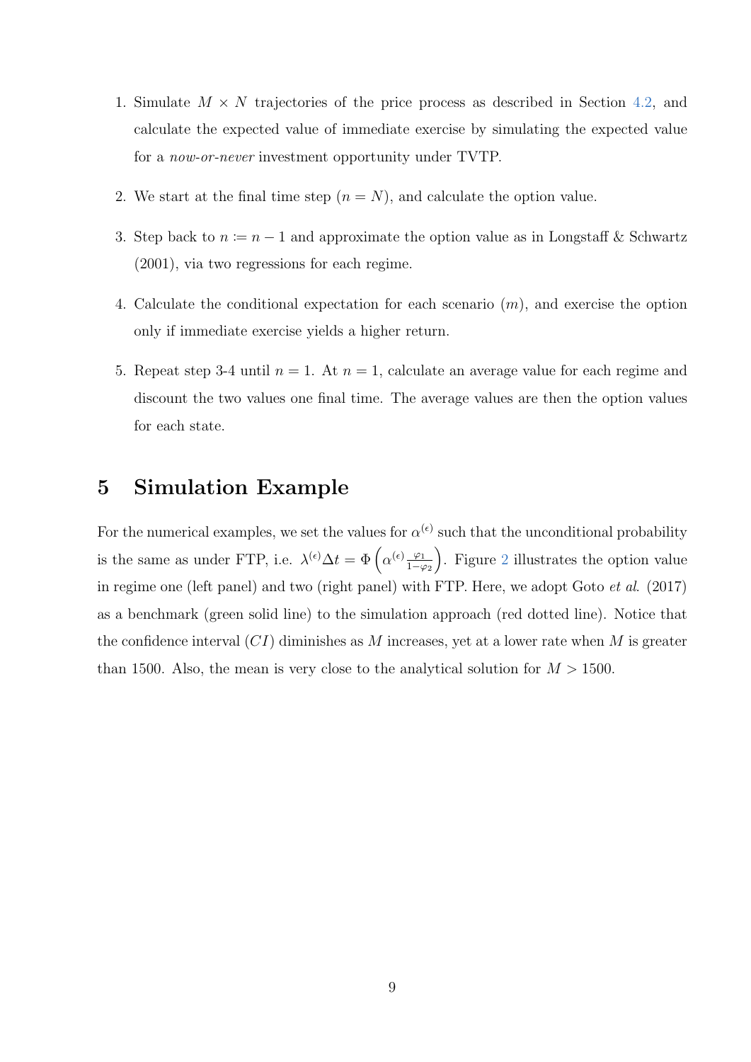1. Simulate $M \times N$ trajectories of the price process as described in Section 4.2, and calculate the expected value of immediate exercise by simulating the expected value for a *now-or-never* investment opportunity under TVTP.
2. We start at the final time step ($n = N$), and calculate the option value.
3. Step back to $n := n - 1$ and approximate the option value as in Longstaff & Schwartz (2001), via two regressions for each regime.
4. Calculate the conditional expectation for each scenario ($m$), and exercise the option only if immediate exercise yields a higher return.
5. Repeat step 3-4 until $n = 1$. At $n = 1$, calculate an average value for each regime and discount the two values one final time. The average values are then the option values for each state.

# 5 Simulation Example

For the numerical examples, we set the values for $\alpha^{(\epsilon)}$ such that the unconditional probability is the same as under FTP, i.e. $\lambda^{(\epsilon)}\Delta t = \Phi\left(\alpha^{(\epsilon)}\frac{\varphi_1}{1-\varphi_2}\right)$. Figure 2 illustrates the option value in regime one (left panel) and two (right panel) with FTP. Here, we adopt Goto *et al.* (2017) as a benchmark (green solid line) to the simulation approach (red dotted line). Notice that the confidence interval ($CI$) diminishes as $M$ increases, yet at a lower rate when $M$ is greater than 1500. Also, the mean is very close to the analytical solution for $M > 1500$.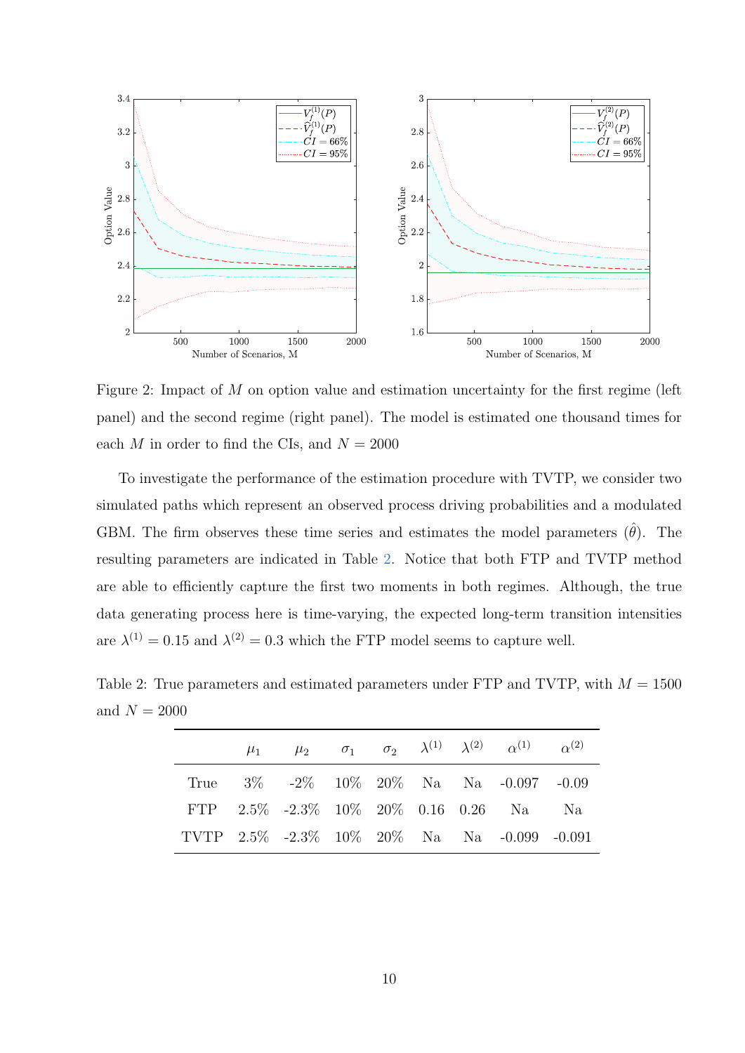Figure 2: Impact of $M$ on option value and estimation uncertainty for the first regime (left panel) and the second regime (right panel). The model is estimated one thousand times for each $M$ in order to find the CIs, and $N = 2000$

To investigate the performance of the estimation procedure with TVTP, we consider two simulated paths which represent an observed process driving probabilities and a modulated GBM. The firm observes these time series and estimates the model parameters ($\hat{\theta}$). The resulting parameters are indicated in Table 2. Notice that both FTP and TVTP method are able to efficiently capture the first two moments in both regimes. Although, the true data generating process here is time-varying, the expected long-term transition intensities are $\lambda^{(1)} = 0.15$ and $\lambda^{(2)} = 0.3$ which the FTP model seems to capture well.

Table 2: True parameters and estimated parameters under FTP and TVTP, with $M = 1500$ and $N = 2000$

| | $\mu_1$ | $\mu_2$ | $\sigma_1$ | $\sigma_2$ | $\lambda^{(1)}$ | $\lambda^{(2)}$ | $\alpha^{(1)}$ | $\alpha^{(2)}$ |
|---|---|---|---|---|---|---|---|---|
| True | 3% | -2% | 10% | 20% | Na | Na | -0.097 | -0.09 |
| FTP | 2.5% | -2.3% | 10% | 20% | 0.16 | 0.26 | Na | Na |
| TVTP | 2.5% | -2.3% | 10% | 20% | Na | Na | -0.099 | -0.091 |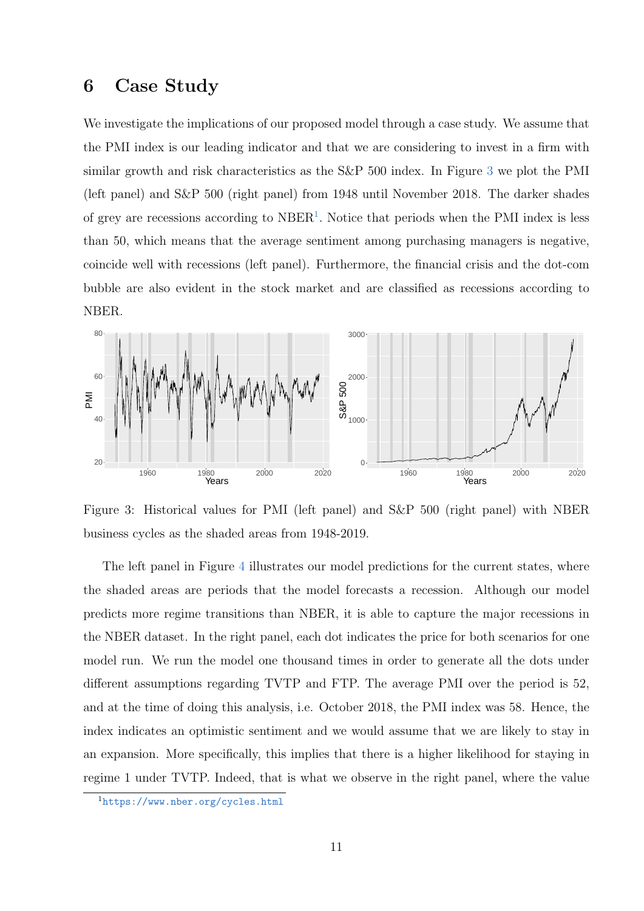# 6 Case Study

We investigate the implications of our proposed model through a case study. We assume that the PMI index is our leading indicator and that we are considering to invest in a firm with similar growth and risk characteristics as the S&P 500 index. In Figure 3 we plot the PMI (left panel) and S&P 500 (right panel) from 1948 until November 2018. The darker shades of grey are recessions according to NBER[1]. Notice that periods when the PMI index is less than 50, which means that the average sentiment among purchasing managers is negative, coincide well with recessions (left panel). Furthermore, the financial crisis and the dot-com bubble are also evident in the stock market and are classified as recessions according to NBER.

Figure 3: Historical values for PMI (left panel) and S&P 500 (right panel) with NBER business cycles as the shaded areas from 1948-2019.

The left panel in Figure 4 illustrates our model predictions for the current states, where the shaded areas are periods that the model forecasts a recession. Although our model predicts more regime transitions than NBER, it is able to capture the major recessions in the NBER dataset. In the right panel, each dot indicates the price for both scenarios for one model run. We run the model one thousand times in order to generate all the dots under different assumptions regarding TVTP and FTP. The average PMI over the period is 52, and at the time of doing this analysis, i.e. October 2018, the PMI index was 58. Hence, the index indicates an optimistic sentiment and we would assume that we are likely to stay in an expansion. More specifically, this implies that there is a higher likelihood for staying in regime 1 under TVTP. Indeed, that is what we observe in the right panel, where the value

[1] https://www.nber.org/cycles.html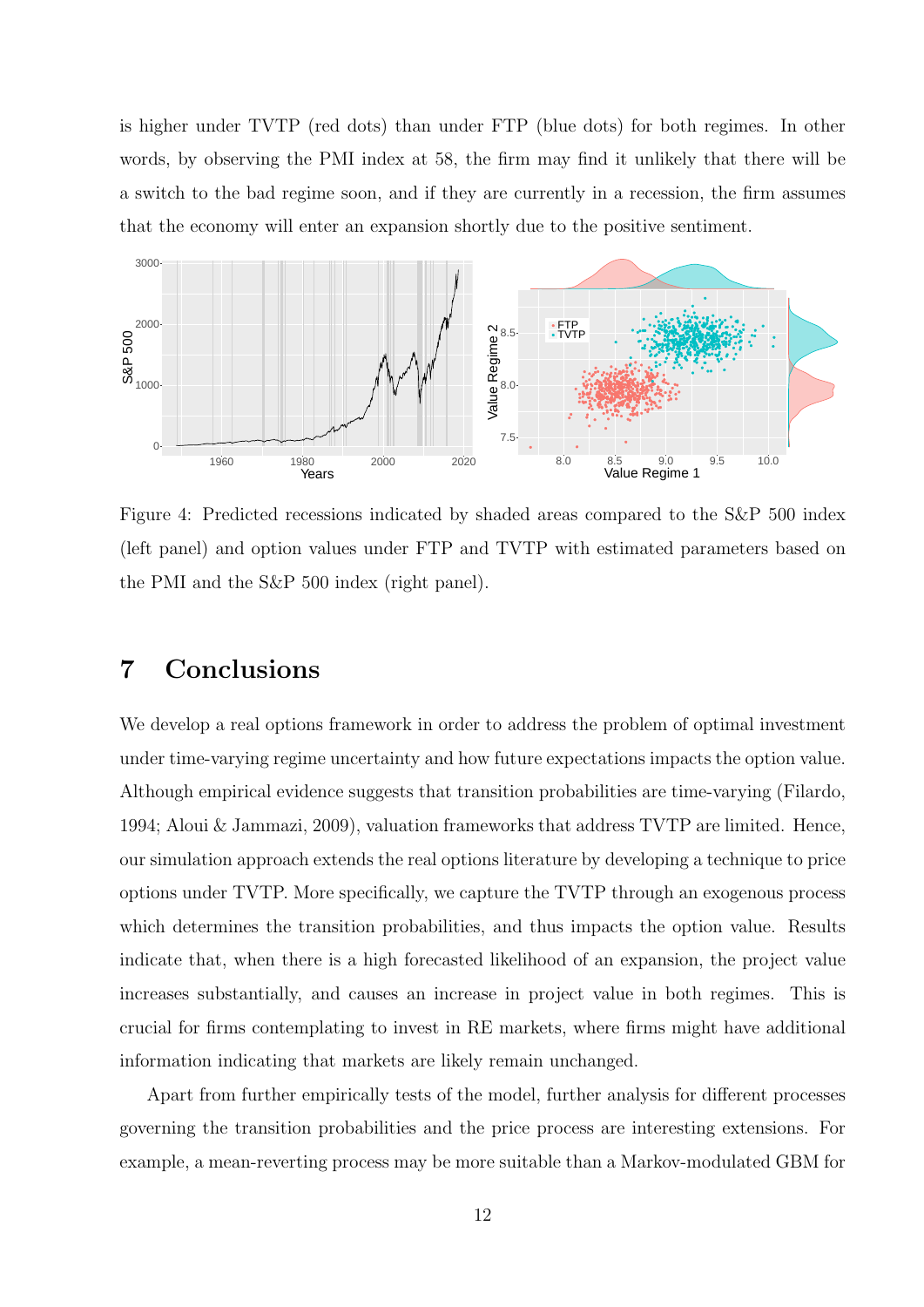is higher under TVTP (red dots) than under FTP (blue dots) for both regimes. In other words, by observing the PMI index at 58, the firm may find it unlikely that there will be a switch to the bad regime soon, and if they are currently in a recession, the firm assumes that the economy will enter an expansion shortly due to the positive sentiment.

Figure 4: Predicted recessions indicated by shaded areas compared to the S&P 500 index (left panel) and option values under FTP and TVTP with estimated parameters based on the PMI and the S&P 500 index (right panel).

# 7 Conclusions

We develop a real options framework in order to address the problem of optimal investment under time-varying regime uncertainty and how future expectations impacts the option value. Although empirical evidence suggests that transition probabilities are time-varying (Filardo, 1994; Aloui & Jammazi, 2009), valuation frameworks that address TVTP are limited. Hence, our simulation approach extends the real options literature by developing a technique to price options under TVTP. More specifically, we capture the TVTP through an exogenous process which determines the transition probabilities, and thus impacts the option value. Results indicate that, when there is a high forecasted likelihood of an expansion, the project value increases substantially, and causes an increase in project value in both regimes. This is crucial for firms contemplating to invest in RE markets, where firms might have additional information indicating that markets are likely remain unchanged.

Apart from further empirically tests of the model, further analysis for different processes governing the transition probabilities and the price process are interesting extensions. For example, a mean-reverting process may be more suitable than a Markov-modulated GBM for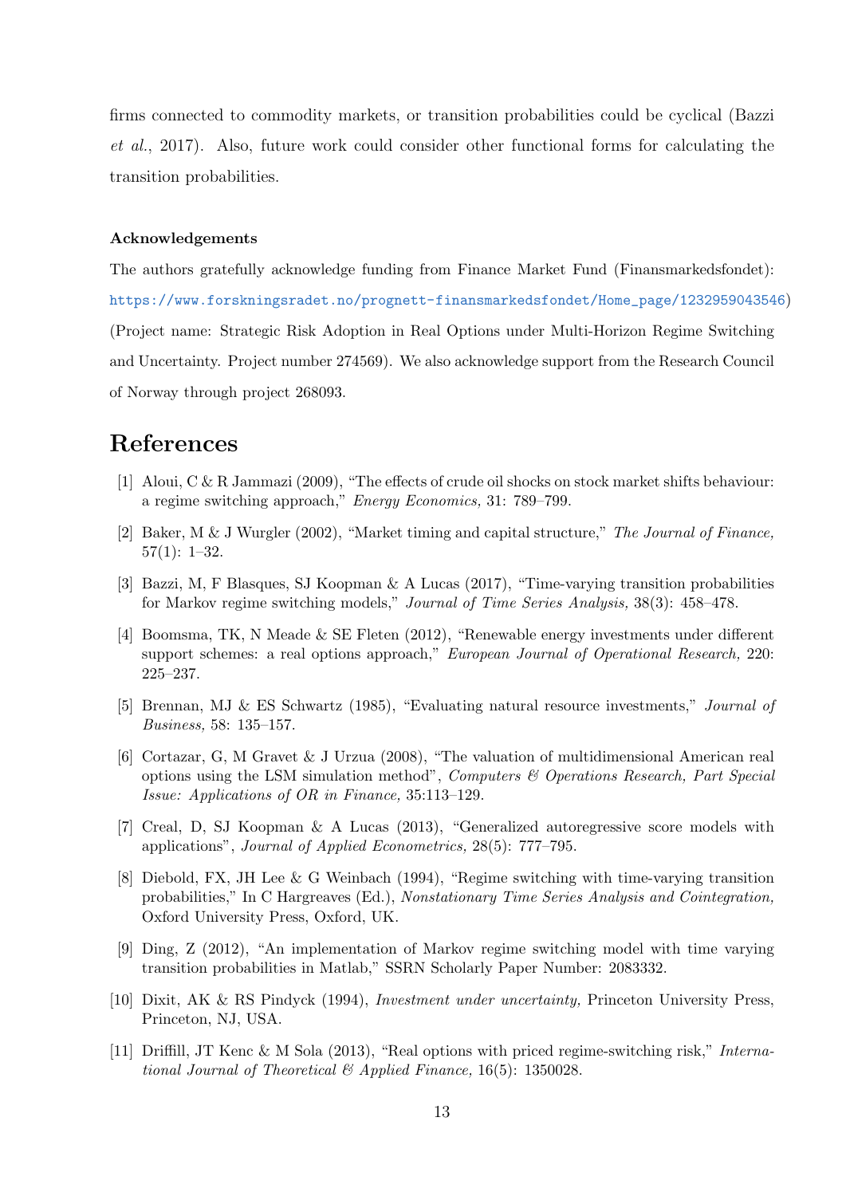firms connected to commodity markets, or transition probabilities could be cyclical (Bazzi *et al.*, 2017). Also, future work could consider other functional forms for calculating the transition probabilities.

**Acknowledgements**

The authors gratefully acknowledge funding from Finance Market Fund (Finansmarkedsfondet): https://www.forskningsradet.no/prognett-finansmarkedsfondet/Home_page/1232959043546) (Project name: Strategic Risk Adoption in Real Options under Multi-Horizon Regime Switching and Uncertainty. Project number 274569). We also acknowledge support from the Research Council of Norway through project 268093.

# References

[1] Aloui, C & R Jammazi (2009), "The effects of crude oil shocks on stock market shifts behaviour: a regime switching approach," *Energy Economics,* 31: 789–799.

[2] Baker, M & J Wurgler (2002), "Market timing and capital structure," *The Journal of Finance,* 57(1): 1–32.

[3] Bazzi, M, F Blasques, SJ Koopman & A Lucas (2017), "Time-varying transition probabilities for Markov regime switching models," *Journal of Time Series Analysis,* 38(3): 458–478.

[4] Boomsma, TK, N Meade & SE Fleten (2012), "Renewable energy investments under different support schemes: a real options approach," *European Journal of Operational Research,* 220: 225–237.

[5] Brennan, MJ & ES Schwartz (1985), "Evaluating natural resource investments," *Journal of Business,* 58: 135–157.

[6] Cortazar, G, M Gravet & J Urzua (2008), "The valuation of multidimensional American real options using the LSM simulation method", *Computers & Operations Research, Part Special Issue: Applications of OR in Finance,* 35:113–129.

[7] Creal, D, SJ Koopman & A Lucas (2013), "Generalized autoregressive score models with applications", *Journal of Applied Econometrics,* 28(5): 777–795.

[8] Diebold, FX, JH Lee & G Weinbach (1994), "Regime switching with time-varying transition probabilities," In C Hargreaves (Ed.), *Nonstationary Time Series Analysis and Cointegration,* Oxford University Press, Oxford, UK.

[9] Ding, Z (2012), "An implementation of Markov regime switching model with time varying transition probabilities in Matlab," SSRN Scholarly Paper Number: 2083332.

[10] Dixit, AK & RS Pindyck (1994), *Investment under uncertainty,* Princeton University Press, Princeton, NJ, USA.

[11] Driffill, JT Kenc & M Sola (2013), "Real options with priced regime-switching risk," *International Journal of Theoretical & Applied Finance,* 16(5): 1350028.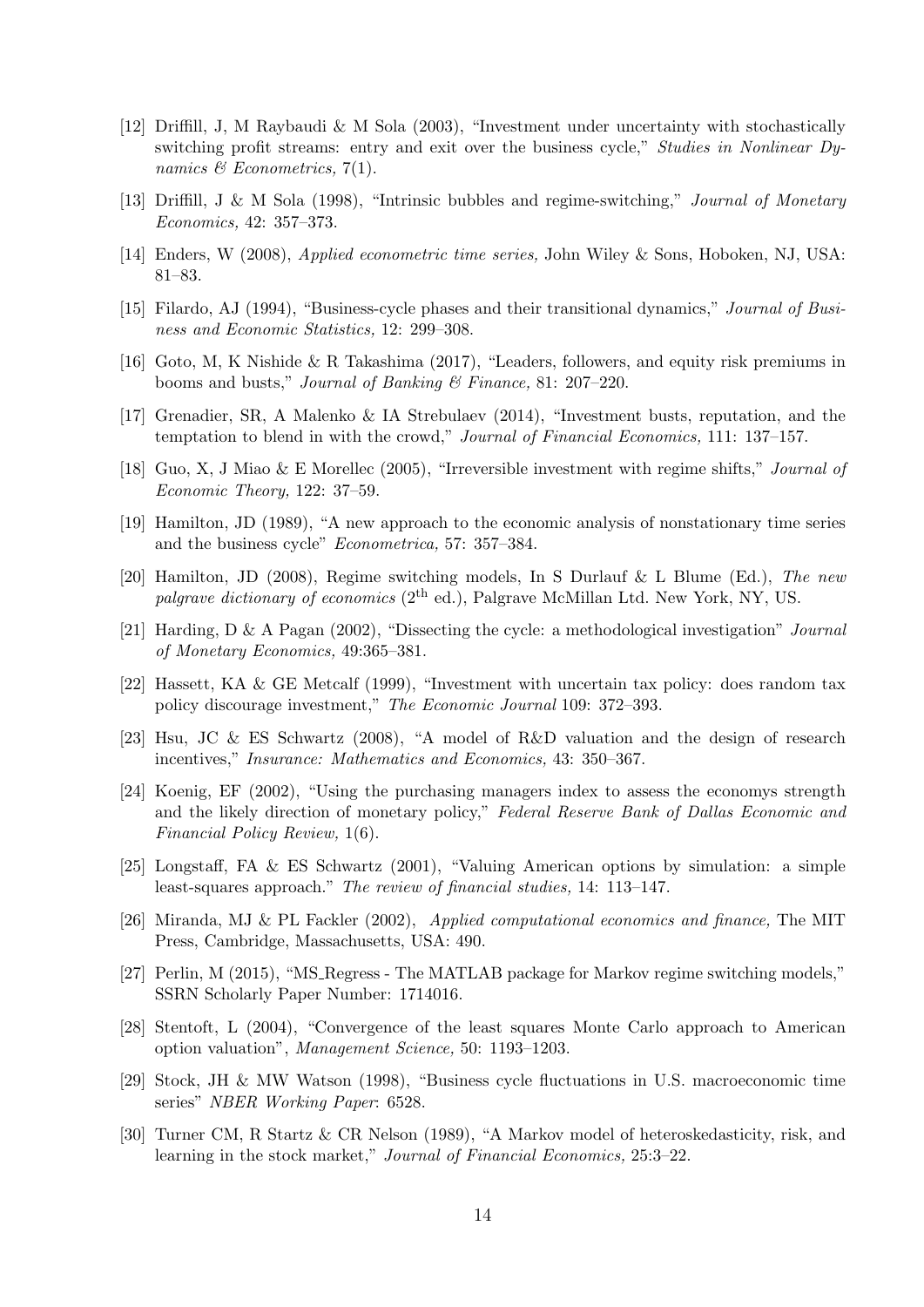[12] Driffill, J, M Raybaudi & M Sola (2003), "Investment under uncertainty with stochastically switching profit streams: entry and exit over the business cycle," *Studies in Nonlinear Dynamics & Econometrics,* 7(1).

[13] Driffill, J & M Sola (1998), "Intrinsic bubbles and regime-switching," *Journal of Monetary Economics,* 42: 357–373.

[14] Enders, W (2008), *Applied econometric time series,* John Wiley & Sons, Hoboken, NJ, USA: 81–83.

[15] Filardo, AJ (1994), "Business-cycle phases and their transitional dynamics," *Journal of Business and Economic Statistics,* 12: 299–308.

[16] Goto, M, K Nishide & R Takashima (2017), "Leaders, followers, and equity risk premiums in booms and busts," *Journal of Banking & Finance,* 81: 207–220.

[17] Grenadier, SR, A Malenko & IA Strebulaev (2014), "Investment busts, reputation, and the temptation to blend in with the crowd," *Journal of Financial Economics,* 111: 137–157.

[18] Guo, X, J Miao & E Morellec (2005), "Irreversible investment with regime shifts," *Journal of Economic Theory,* 122: 37–59.

[19] Hamilton, JD (1989), "A new approach to the economic analysis of nonstationary time series and the business cycle" *Econometrica,* 57: 357–384.

[20] Hamilton, JD (2008), Regime switching models, In S Durlauf & L Blume (Ed.), *The new palgrave dictionary of economics* (2th ed.), Palgrave McMillan Ltd. New York, NY, US.

[21] Harding, D & A Pagan (2002), "Dissecting the cycle: a methodological investigation" *Journal of Monetary Economics,* 49:365–381.

[22] Hassett, KA & GE Metcalf (1999), "Investment with uncertain tax policy: does random tax policy discourage investment," *The Economic Journal* 109: 372–393.

[23] Hsu, JC & ES Schwartz (2008), "A model of R&D valuation and the design of research incentives," *Insurance: Mathematics and Economics,* 43: 350–367.

[24] Koenig, EF (2002), "Using the purchasing managers index to assess the economys strength and the likely direction of monetary policy," *Federal Reserve Bank of Dallas Economic and Financial Policy Review,* 1(6).

[25] Longstaff, FA & ES Schwartz (2001), "Valuing American options by simulation: a simple least-squares approach." *The review of financial studies,* 14: 113–147.

[26] Miranda, MJ & PL Fackler (2002), *Applied computational economics and finance,* The MIT Press, Cambridge, Massachusetts, USA: 490.

[27] Perlin, M (2015), "MS_Regress - The MATLAB package for Markov regime switching models," SSRN Scholarly Paper Number: 1714016.

[28] Stentoft, L (2004), "Convergence of the least squares Monte Carlo approach to American option valuation", *Management Science,* 50: 1193–1203.

[29] Stock, JH & MW Watson (1998), "Business cycle fluctuations in U.S. macroeconomic time series" *NBER Working Paper*: 6528.

[30] Turner CM, R Startz & CR Nelson (1989), "A Markov model of heteroskedasticity, risk, and learning in the stock market," *Journal of Financial Economics,* 25:3–22.